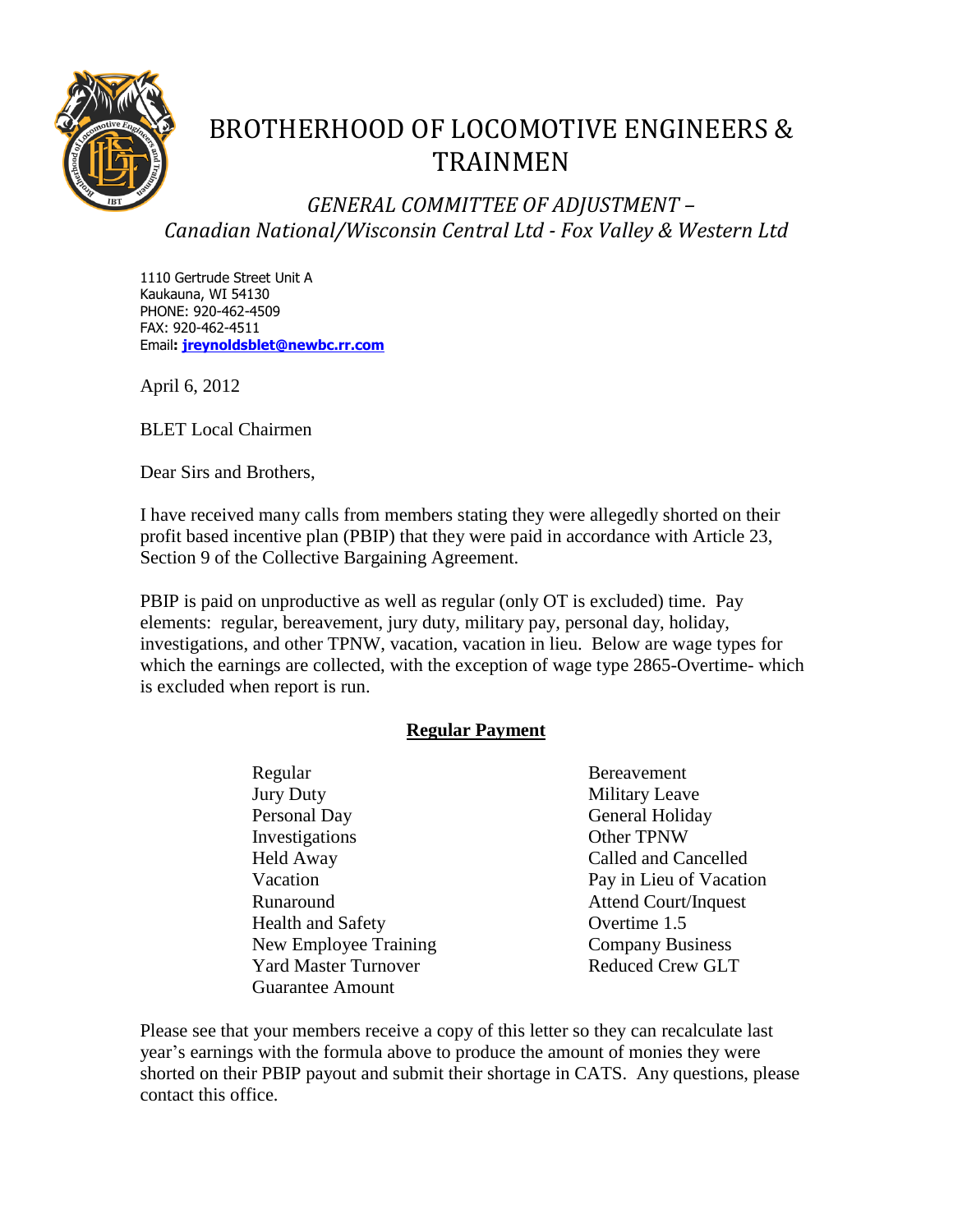# BROTHERHOOD OF LOCOMOTIVE ENGINEERS & TRAINMEN

## *GENERAL COMMITTEE OF ADJUSTMENT – Canadian National/Wisconsin Central Ltd - Fox Valley & Western Ltd*

1110 Gertrude Street Unit A
Kaukauna, WI 54130
PHONE: 920-462-4509
FAX: 920-462-4511
Email**: jreynoldsblet@newbc.rr.com**

April 6, 2012

BLET Local Chairmen

Dear Sirs and Brothers,

I have received many calls from members stating they were allegedly shorted on their profit based incentive plan (PBIP) that they were paid in accordance with Article 23, Section 9 of the Collective Bargaining Agreement.

PBIP is paid on unproductive as well as regular (only OT is excluded) time. Pay elements: regular, bereavement, jury duty, military pay, personal day, holiday, investigations, and other TPNW, vacation, vacation in lieu. Below are wage types for which the earnings are collected, with the exception of wage type 2865-Overtime- which is excluded when report is run.

**<u>Regular Payment</u>**

| | |
|---|---|
| Regular | Bereavement |
| Jury Duty | Military Leave |
| Personal Day | General Holiday |
| Investigations | Other TPNW |
| Held Away | Called and Cancelled |
| Vacation | Pay in Lieu of Vacation |
| Runaround | Attend Court/Inquest |
| Health and Safety | Overtime 1.5 |
| New Employee Training | Company Business |
| Yard Master Turnover | Reduced Crew GLT |
| Guarantee Amount | |

Please see that your members receive a copy of this letter so they can recalculate last year's earnings with the formula above to produce the amount of monies they were shorted on their PBIP payout and submit their shortage in CATS. Any questions, please contact this office.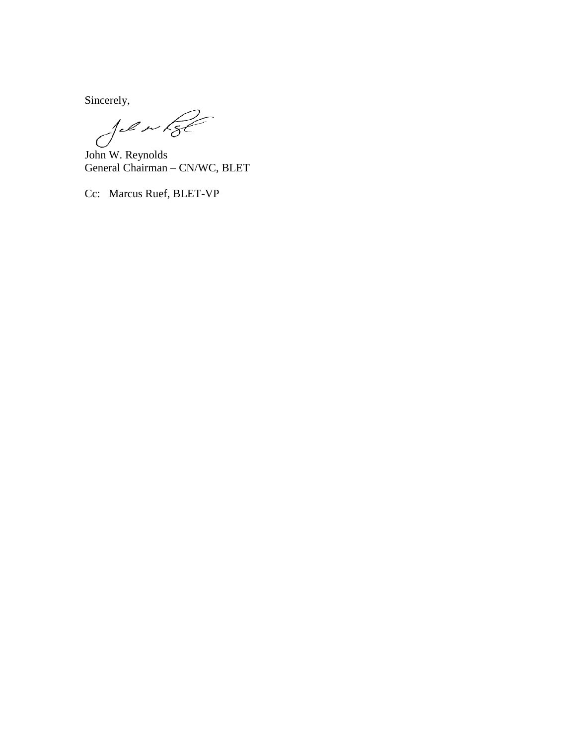Sincerely,

John W. Reynolds
General Chairman – CN/WC, BLET

Cc: Marcus Ruef, BLET-VP